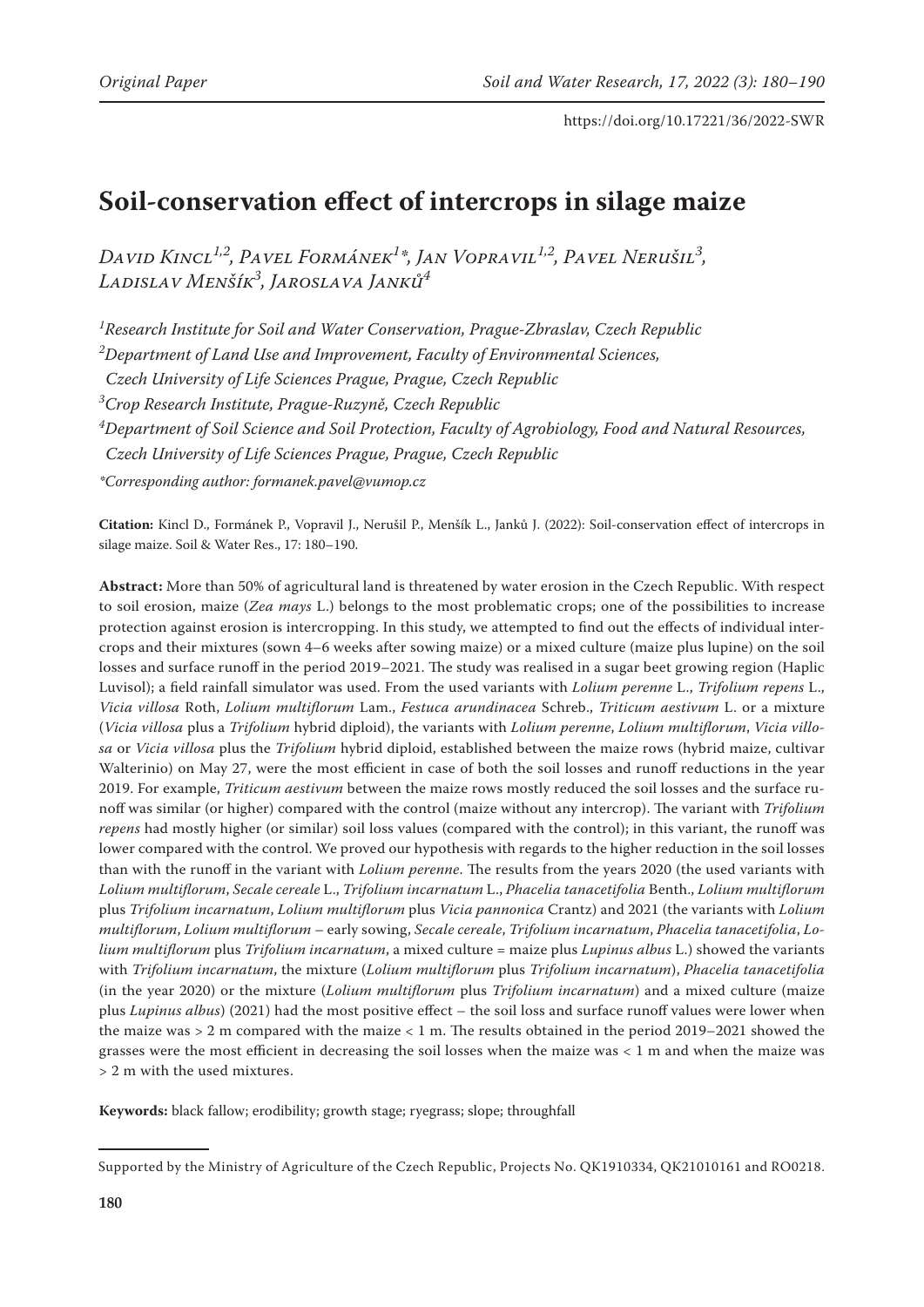Original Paper

https://doi.org/10.17221/36/2022-SWR

# Soil-conservation effect of intercrops in silage maize

*David Kincl[1,2], Pavel Formánek[1]*, Jan Vopravil[1,2], Pavel Nerušil[3], Ladislav Menšík[3], Jaroslava Janků[4]*

[1]Research Institute for Soil and Water Conservation, Prague-Zbraslav, Czech Republic
[2]Department of Land Use and Improvement, Faculty of Environmental Sciences, Czech University of Life Sciences Prague, Prague, Czech Republic
[3]Crop Research Institute, Prague-Ruzyně, Czech Republic
[4]Department of Soil Science and Soil Protection, Faculty of Agrobiology, Food and Natural Resources, Czech University of Life Sciences Prague, Prague, Czech Republic

*Corresponding author: formanek.pavel@vumop.cz

**Citation:** Kincl D., Formánek P., Vopravil J., Nerušil P., Menšík L., Janků J. (2022): Soil-conservation effect of intercrops in silage maize. Soil & Water Res., 17: 180–190.

**Abstract:** More than 50% of agricultural land is threatened by water erosion in the Czech Republic. With respect to soil erosion, maize (*Zea mays* L.) belongs to the most problematic crops; one of the possibilities to increase protection against erosion is intercropping. In this study, we attempted to find out the effects of individual intercrops and their mixtures (sown 4–6 weeks after sowing maize) or a mixed culture (maize plus lupine) on the soil losses and surface runoff in the period 2019–2021. The study was realised in a sugar beet growing region (Haplic Luvisol); a field rainfall simulator was used. From the used variants with *Lolium perenne* L., *Trifolium repens* L., *Vicia villosa* Roth, *Lolium multiflorum* Lam., *Festuca arundinacea* Schreb., *Triticum aestivum* L. or a mixture (*Vicia villosa* plus a *Trifolium* hybrid diploid), the variants with *Lolium perenne*, *Lolium multiflorum*, *Vicia villosa* or *Vicia villosa* plus the *Trifolium* hybrid diploid, established between the maize rows (hybrid maize, cultivar Walterinio) on May 27, were the most efficient in case of both the soil losses and runoff reductions in the year 2019. For example, *Triticum aestivum* between the maize rows mostly reduced the soil losses and the surface runoff was similar (or higher) compared with the control (maize without any intercrop). The variant with *Trifolium repens* had mostly higher (or similar) soil loss values (compared with the control); in this variant, the runoff was lower compared with the control. We proved our hypothesis with regards to the higher reduction in the soil losses than with the runoff in the variant with *Lolium perenne*. The results from the years 2020 (the used variants with *Lolium multiflorum*, *Secale cereale* L., *Trifolium incarnatum* L., *Phacelia tanacetifolia* Benth., *Lolium multiflorum* plus *Trifolium incarnatum*, *Lolium multiflorum* plus *Vicia pannonica* Crantz) and 2021 (the variants with *Lolium multiflorum*, *Lolium multiflorum* – early sowing, *Secale cereale*, *Trifolium incarnatum*, *Phacelia tanacetifolia*, *Lolium multiflorum* plus *Trifolium incarnatum*, a mixed culture = maize plus *Lupinus albus* L.) showed the variants with *Trifolium incarnatum*, the mixture (*Lolium multiflorum* plus *Trifolium incarnatum*), *Phacelia tanacetifolia* (in the year 2020) or the mixture (*Lolium multiflorum* plus *Trifolium incarnatum*) and a mixed culture (maize plus *Lupinus albus*) (2021) had the most positive effect – the soil loss and surface runoff values were lower when the maize was > 2 m compared with the maize < 1 m. The results obtained in the period 2019–2021 showed the grasses were the most efficient in decreasing the soil losses when the maize was < 1 m and when the maize was > 2 m with the used mixtures.

**Keywords:** black fallow; erodibility; growth stage; ryegrass; slope; throughfall

Supported by the Ministry of Agriculture of the Czech Republic, Projects No. QK1910334, QK21010161 and RO0218.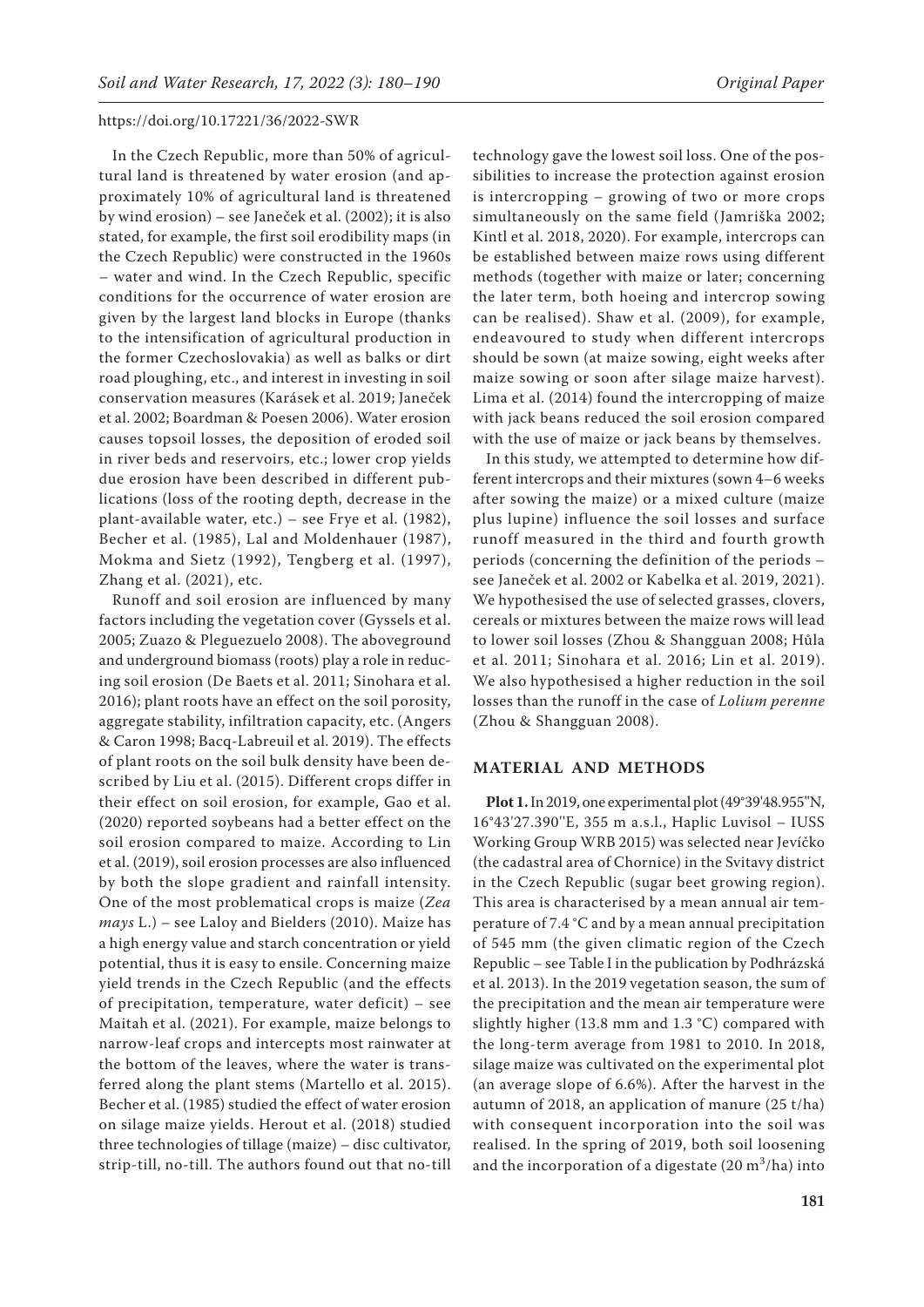In the Czech Republic, more than 50% of agricultural land is threatened by water erosion (and approximately 10% of agricultural land is threatened by wind erosion) – see Janeček et al. (2002); it is also stated, for example, the first soil erodibility maps (in the Czech Republic) were constructed in the 1960s – water and wind. In the Czech Republic, specific conditions for the occurrence of water erosion are given by the largest land blocks in Europe (thanks to the intensification of agricultural production in the former Czechoslovakia) as well as balks or dirt road ploughing, etc., and interest in investing in soil conservation measures (Karásek et al. 2019; Janeček et al. 2002; Boardman & Poesen 2006). Water erosion causes topsoil losses, the deposition of eroded soil in river beds and reservoirs, etc.; lower crop yields due erosion have been described in different publications (loss of the rooting depth, decrease in the plant-available water, etc.) – see Frye et al. (1982), Becher et al. (1985), Lal and Moldenhauer (1987), Mokma and Sietz (1992), Tengberg et al. (1997), Zhang et al. (2021), etc.

Runoff and soil erosion are influenced by many factors including the vegetation cover (Gyssels et al. 2005; Zuazo & Pleguezuelo 2008). The aboveground and underground biomass (roots) play a role in reducing soil erosion (De Baets et al. 2011; Sinohara et al. 2016); plant roots have an effect on the soil porosity, aggregate stability, infiltration capacity, etc. (Angers & Caron 1998; Bacq-Labreuil et al. 2019). The effects of plant roots on the soil bulk density have been described by Liu et al. (2015). Different crops differ in their effect on soil erosion, for example, Gao et al. (2020) reported soybeans had a better effect on the soil erosion compared to maize. According to Lin et al. (2019), soil erosion processes are also influenced by both the slope gradient and rainfall intensity. One of the most problematical crops is maize (*Zea mays* L.) – see Laloy and Bielders (2010). Maize has a high energy value and starch concentration or yield potential, thus it is easy to ensile. Concerning maize yield trends in the Czech Republic (and the effects of precipitation, temperature, water deficit) – see Maitah et al. (2021). For example, maize belongs to narrow-leaf crops and intercepts most rainwater at the bottom of the leaves, where the water is transferred along the plant stems (Martello et al. 2015). Becher et al. (1985) studied the effect of water erosion on silage maize yields. Herout et al. (2018) studied three technologies of tillage (maize) – disc cultivator, strip-till, no-till. The authors found out that no-till technology gave the lowest soil loss. One of the possibilities to increase the protection against erosion is intercropping – growing of two or more crops simultaneously on the same field (Jamriška 2002; Kintl et al. 2018, 2020). For example, intercrops can be established between maize rows using different methods (together with maize or later; concerning the later term, both hoeing and intercrop sowing can be realised). Shaw et al. (2009), for example, endeavoured to study when different intercrops should be sown (at maize sowing, eight weeks after maize sowing or soon after silage maize harvest). Lima et al. (2014) found the intercropping of maize with jack beans reduced the soil erosion compared with the use of maize or jack beans by themselves.

In this study, we attempted to determine how different intercrops and their mixtures (sown 4–6 weeks after sowing the maize) or a mixed culture (maize plus lupine) influence the soil losses and surface runoff measured in the third and fourth growth periods (concerning the definition of the periods – see Janeček et al. 2002 or Kabelka et al. 2019, 2021). We hypothesised the use of selected grasses, clovers, cereals or mixtures between the maize rows will lead to lower soil losses (Zhou & Shangguan 2008; Hůla et al. 2011; Sinohara et al. 2016; Lin et al. 2019). We also hypothesised a higher reduction in the soil losses than the runoff in the case of *Lolium perenne* (Zhou & Shangguan 2008).

## MATERIAL AND METHODS

**Plot 1.** In 2019, one experimental plot (49°39'48.955"N, 16°43'27.390"E, 355 m a.s.l., Haplic Luvisol – IUSS Working Group WRB 2015) was selected near Jevíčko (the cadastral area of Chornice) in the Svitavy district in the Czech Republic (sugar beet growing region). This area is characterised by a mean annual air temperature of 7.4 °C and by a mean annual precipitation of 545 mm (the given climatic region of the Czech Republic – see Table I in the publication by Podhrázská et al. 2013). In the 2019 vegetation season, the sum of the precipitation and the mean air temperature were slightly higher (13.8 mm and 1.3 °C) compared with the long-term average from 1981 to 2010. In 2018, silage maize was cultivated on the experimental plot (an average slope of 6.6%). After the harvest in the autumn of 2018, an application of manure (25 t/ha) with consequent incorporation into the soil was realised. In the spring of 2019, both soil loosening and the incorporation of a digestate (20 $m^3$/ha) into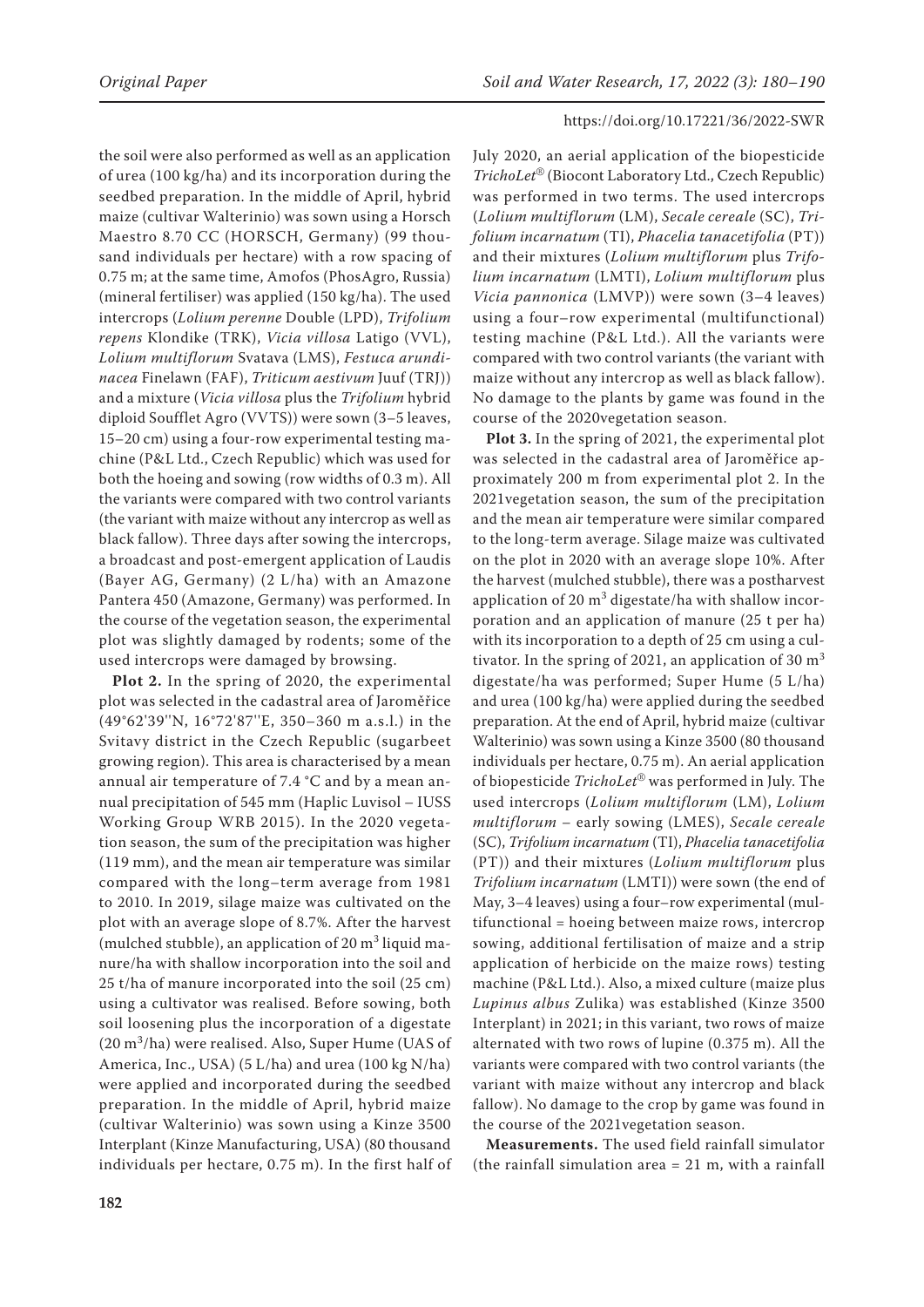the soil were also performed as well as an application of urea (100 kg/ha) and its incorporation during the seedbed preparation. In the middle of April, hybrid maize (cultivar Walterinio) was sown using a Horsch Maestro 8.70 CC (HORSCH, Germany) (99 thousand individuals per hectare) with a row spacing of 0.75 m; at the same time, Amofos (PhosAgro, Russia) (mineral fertiliser) was applied (150 kg/ha). The used intercrops (*Lolium perenne* Double (LPD), *Trifolium repens* Klondike (TRK), *Vicia villosa* Latigo (VVL), *Lolium multiflorum* Svatava (LMS), *Festuca arundinacea* Finelawn (FAF), *Triticum aestivum* Juuf (TRJ)) and a mixture (*Vicia villosa* plus the *Trifolium* hybrid diploid Soufflet Agro (VVTS)) were sown (3–5 leaves, 15–20 cm) using a four-row experimental testing machine (P&L Ltd., Czech Republic) which was used for both the hoeing and sowing (row widths of 0.3 m). All the variants were compared with two control variants (the variant with maize without any intercrop as well as black fallow). Three days after sowing the intercrops, a broadcast and post-emergent application of Laudis (Bayer AG, Germany) (2 L/ha) with an Amazone Pantera 450 (Amazone, Germany) was performed. In the course of the vegetation season, the experimental plot was slightly damaged by rodents; some of the used intercrops were damaged by browsing.

**Plot 2.** In the spring of 2020, the experimental plot was selected in the cadastral area of Jaroměřice (49°62'39''N, 16°72'87''E, 350–360 m a.s.l.) in the Svitavy district in the Czech Republic (sugarbeet growing region). This area is characterised by a mean annual air temperature of 7.4 °C and by a mean annual precipitation of 545 mm (Haplic Luvisol – IUSS Working Group WRB 2015). In the 2020 vegetation season, the sum of the precipitation was higher (119 mm), and the mean air temperature was similar compared with the long–term average from 1981 to 2010. In 2019, silage maize was cultivated on the plot with an average slope of 8.7%. After the harvest (mulched stubble), an application of 20 $m^3$ liquid manure/ha with shallow incorporation into the soil and 25 t/ha of manure incorporated into the soil (25 cm) using a cultivator was realised. Before sowing, both soil loosening plus the incorporation of a digestate (20 $m^3$/ha) were realised. Also, Super Hume (UAS of America, Inc., USA) (5 L/ha) and urea (100 kg N/ha) were applied and incorporated during the seedbed preparation. In the middle of April, hybrid maize (cultivar Walterinio) was sown using a Kinze 3500 Interplant (Kinze Manufacturing, USA) (80 thousand individuals per hectare, 0.75 m). In the first half of July 2020, an aerial application of the biopesticide *TrichoLet*® (Biocont Laboratory Ltd., Czech Republic) was performed in two terms. The used intercrops (*Lolium multiflorum* (LM), *Secale cereale* (SC), *Trifolium incarnatum* (TI), *Phacelia tanacetifolia* (PT)) and their mixtures (*Lolium multiflorum* plus *Trifolium incarnatum* (LMTI), *Lolium multiflorum* plus *Vicia pannonica* (LMVP)) were sown (3–4 leaves) using a four–row experimental (multifunctional) testing machine (P&L Ltd.). All the variants were compared with two control variants (the variant with maize without any intercrop as well as black fallow). No damage to the plants by game was found in the course of the 2020vegetation season.

**Plot 3.** In the spring of 2021, the experimental plot was selected in the cadastral area of Jaroměřice approximately 200 m from experimental plot 2. In the 2021vegetation season, the sum of the precipitation and the mean air temperature were similar compared to the long-term average. Silage maize was cultivated on the plot in 2020 with an average slope 10%. After the harvest (mulched stubble), there was a postharvest application of 20 $m^3$ digestate/ha with shallow incorporation and an application of manure (25 t per ha) with its incorporation to a depth of 25 cm using a cultivator. In the spring of 2021, an application of 30 $m^3$ digestate/ha was performed; Super Hume (5 L/ha) and urea (100 kg/ha) were applied during the seedbed preparation. At the end of April, hybrid maize (cultivar Walterinio) was sown using a Kinze 3500 (80 thousand individuals per hectare, 0.75 m). An aerial application of biopesticide *TrichoLet*® was performed in July. The used intercrops (*Lolium multiflorum* (LM), *Lolium multiflorum* – early sowing (LMES), *Secale cereale* (SC), *Trifolium incarnatum* (TI), *Phacelia tanacetifolia* (PT)) and their mixtures (*Lolium multiflorum* plus *Trifolium incarnatum* (LMTI)) were sown (the end of May, 3–4 leaves) using a four–row experimental (multifunctional = hoeing between maize rows, intercrop sowing, additional fertilisation of maize and a strip application of herbicide on the maize rows) testing machine (P&L Ltd.). Also, a mixed culture (maize plus *Lupinus albus* Zulika) was established (Kinze 3500 Interplant) in 2021; in this variant, two rows of maize alternated with two rows of lupine (0.375 m). All the variants were compared with two control variants (the variant with maize without any intercrop and black fallow). No damage to the crop by game was found in the course of the 2021vegetation season.

**Measurements.** The used field rainfall simulator (the rainfall simulation area = 21 m, with a rainfall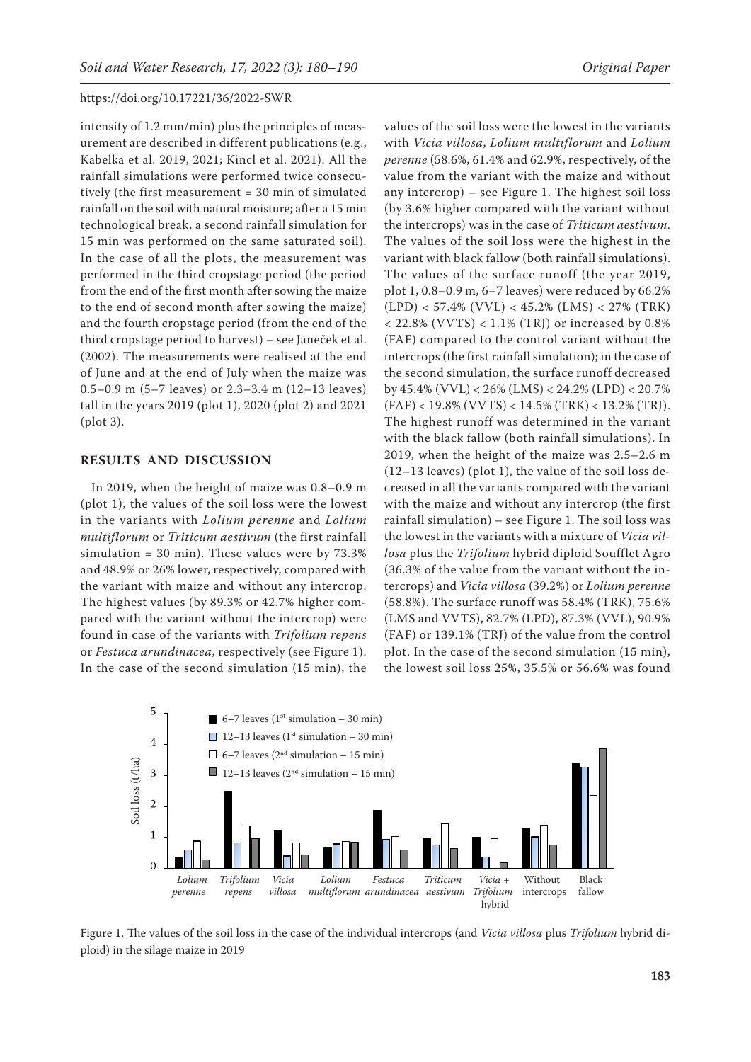intensity of 1.2 mm/min) plus the principles of measurement are described in different publications (e.g., Kabelka et al. 2019, 2021; Kincl et al. 2021). All the rainfall simulations were performed twice consecutively (the first measurement = 30 min of simulated rainfall on the soil with natural moisture; after a 15 min technological break, a second rainfall simulation for 15 min was performed on the same saturated soil). In the case of all the plots, the measurement was performed in the third cropstage period (the period from the end of the first month after sowing the maize to the end of second month after sowing the maize) and the fourth cropstage period (from the end of the third cropstage period to harvest) – see Janeček et al. (2002). The measurements were realised at the end of June and at the end of July when the maize was 0.5–0.9 m (5–7 leaves) or 2.3–3.4 m (12–13 leaves) tall in the years 2019 (plot 1), 2020 (plot 2) and 2021 (plot 3).

## RESULTS AND DISCUSSION

In 2019, when the height of maize was 0.8–0.9 m (plot 1), the values of the soil loss were the lowest in the variants with *Lolium perenne* and *Lolium multiflorum* or *Triticum aestivum* (the first rainfall simulation = 30 min). These values were by 73.3% and 48.9% or 26% lower, respectively, compared with the variant with maize and without any intercrop. The highest values (by 89.3% or 42.7% higher compared with the variant without the intercrop) were found in case of the variants with *Trifolium repens* or *Festuca arundinacea*, respectively (see Figure 1). In the case of the second simulation (15 min), the values of the soil loss were the lowest in the variants with *Vicia villosa*, *Lolium multiflorum* and *Lolium perenne* (58.6%, 61.4% and 62.9%, respectively, of the value from the variant with the maize and without any intercrop) – see Figure 1. The highest soil loss (by 3.6% higher compared with the variant without the intercrops) was in the case of *Triticum aestivum*. The values of the soil loss were the highest in the variant with black fallow (both rainfall simulations). The values of the surface runoff (the year 2019, plot 1, 0.8–0.9 m, 6–7 leaves) were reduced by 66.2% (LPD) < 57.4% (VVL) < 45.2% (LMS) < 27% (TRK) < 22.8% (VVTS) < 1.1% (TRJ) or increased by 0.8% (FAF) compared to the control variant without the intercrops (the first rainfall simulation); in the case of the second simulation, the surface runoff decreased by 45.4% (VVL) < 26% (LMS) < 24.2% (LPD) < 20.7% (FAF) < 19.8% (VVTS) < 14.5% (TRK) < 13.2% (TRJ). The highest runoff was determined in the variant with the black fallow (both rainfall simulations). In 2019, when the height of the maize was 2.5–2.6 m (12–13 leaves) (plot 1), the value of the soil loss decreased in all the variants compared with the variant with the maize and without any intercrop (the first rainfall simulation) – see Figure 1. The soil loss was the lowest in the variants with a mixture of *Vicia villosa* plus the *Trifolium* hybrid diploid Soufflet Agro (36.3% of the value from the variant without the intercrops) and *Vicia villosa* (39.2%) or *Lolium perenne* (58.8%). The surface runoff was 58.4% (TRK), 75.6% (LMS and VVTS), 82.7% (LPD), 87.3% (VVL), 90.9% (FAF) or 139.1% (TRJ) of the value from the control plot. In the case of the second simulation (15 min), the lowest soil loss 25%, 35.5% or 56.6% was found

Figure 1. The values of the soil loss in the case of the individual intercrops (and *Vicia villosa* plus *Trifolium* hybrid diploid) in the silage maize in 2019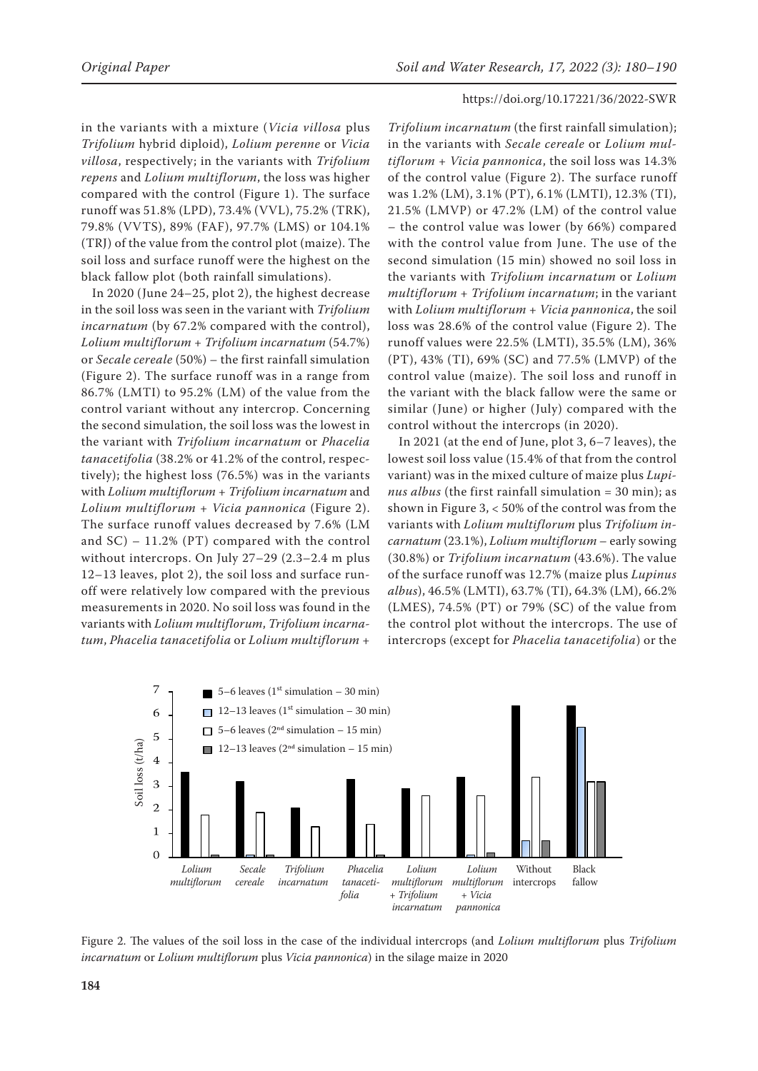in the variants with a mixture (*Vicia villosa* plus *Trifolium* hybrid diploid), *Lolium perenne* or *Vicia villosa*, respectively; in the variants with *Trifolium repens* and *Lolium multiflorum*, the loss was higher compared with the control (Figure 1). The surface runoff was 51.8% (LPD), 73.4% (VVL), 75.2% (TRK), 79.8% (VVTS), 89% (FAF), 97.7% (LMS) or 104.1% (TRJ) of the value from the control plot (maize). The soil loss and surface runoff were the highest on the black fallow plot (both rainfall simulations).

In 2020 (June 24–25, plot 2), the highest decrease in the soil loss was seen in the variant with *Trifolium incarnatum* (by 67.2% compared with the control), *Lolium multiflorum* + *Trifolium incarnatum* (54.7%) or *Secale cereale* (50%) – the first rainfall simulation (Figure 2). The surface runoff was in a range from 86.7% (LMTI) to 95.2% (LM) of the value from the control variant without any intercrop. Concerning the second simulation, the soil loss was the lowest in the variant with *Trifolium incarnatum* or *Phacelia tanacetifolia* (38.2% or 41.2% of the control, respectively); the highest loss (76.5%) was in the variants with *Lolium multiflorum* + *Trifolium incarnatum* and *Lolium multiflorum* + *Vicia pannonica* (Figure 2). The surface runoff values decreased by 7.6% (LM and SC) – 11.2% (PT) compared with the control without intercrops. On July 27–29 (2.3–2.4 m plus 12–13 leaves, plot 2), the soil loss and surface runoff were relatively low compared with the previous measurements in 2020. No soil loss was found in the variants with *Lolium multiflorum*, *Trifolium incarnatum*, *Phacelia tanacetifolia* or *Lolium multiflorum* + *Trifolium incarnatum* (the first rainfall simulation); in the variants with *Secale cereale* or *Lolium multiflorum* + *Vicia pannonica*, the soil loss was 14.3% of the control value (Figure 2). The surface runoff was 1.2% (LM), 3.1% (PT), 6.1% (LMTI), 12.3% (TI), 21.5% (LMVP) or 47.2% (LM) of the control value – the control value was lower (by 66%) compared with the control value from June. The use of the second simulation (15 min) showed no soil loss in the variants with *Trifolium incarnatum* or *Lolium multiflorum* + *Trifolium incarnatum*; in the variant with *Lolium multiflorum* + *Vicia pannonica*, the soil loss was 28.6% of the control value (Figure 2). The runoff values were 22.5% (LMTI), 35.5% (LM), 36% (PT), 43% (TI), 69% (SC) and 77.5% (LMVP) of the control value (maize). The soil loss and runoff in the variant with the black fallow were the same or similar (June) or higher (July) compared with the control without the intercrops (in 2020).

In 2021 (at the end of June, plot 3, 6–7 leaves), the lowest soil loss value (15.4% of that from the control variant) was in the mixed culture of maize plus *Lupinus albus* (the first rainfall simulation = 30 min); as shown in Figure 3, < 50% of the control was from the variants with *Lolium multiflorum* plus *Trifolium incarnatum* (23.1%), *Lolium multiflorum* – early sowing (30.8%) or *Trifolium incarnatum* (43.6%). The value of the surface runoff was 12.7% (maize plus *Lupinus albus*), 46.5% (LMTI), 63.7% (TI), 64.3% (LM), 66.2% (LMES), 74.5% (PT) or 79% (SC) of the value from the control plot without the intercrops. The use of intercrops (except for *Phacelia tanacetifolia*) or the

Figure 2. The values of the soil loss in the case of the individual intercrops (and *Lolium multiflorum* plus *Trifolium incarnatum* or *Lolium multiflorum* plus *Vicia pannonica*) in the silage maize in 2020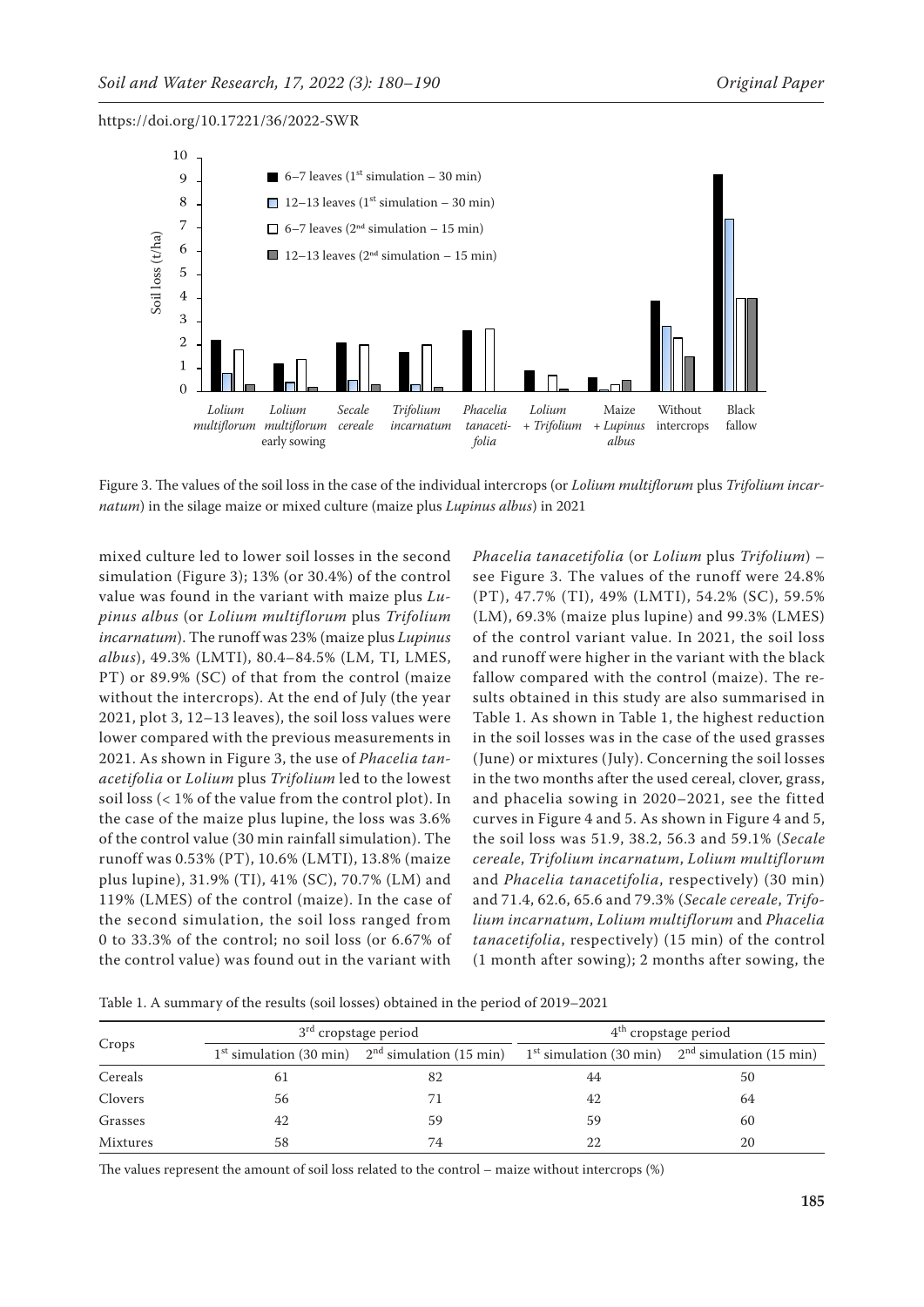Figure 3. The values of the soil loss in the case of the individual intercrops (or *Lolium multiflorum* plus *Trifolium incarnatum*) in the silage maize or mixed culture (maize plus *Lupinus albus*) in 2021

mixed culture led to lower soil losses in the second simulation (Figure 3); 13% (or 30.4%) of the control value was found in the variant with maize plus *Lupinus albus* (or *Lolium multiflorum* plus *Trifolium incarnatum*). The runoff was 23% (maize plus *Lupinus albus*), 49.3% (LMTI), 80.4–84.5% (LM, TI, LMES, PT) or 89.9% (SC) of that from the control (maize without the intercrops). At the end of July (the year 2021, plot 3, 12–13 leaves), the soil loss values were lower compared with the previous measurements in 2021. As shown in Figure 3, the use of *Phacelia tanacetifolia* or *Lolium* plus *Trifolium* led to the lowest soil loss (< 1% of the value from the control plot). In the case of the maize plus lupine, the loss was 3.6% of the control value (30 min rainfall simulation). The runoff was 0.53% (PT), 10.6% (LMTI), 13.8% (maize plus lupine), 31.9% (TI), 41% (SC), 70.7% (LM) and 119% (LMES) of the control (maize). In the case of the second simulation, the soil loss ranged from 0 to 33.3% of the control; no soil loss (or 6.67% of the control value) was found out in the variant with *Phacelia tanacetifolia* (or *Lolium* plus *Trifolium*) – see Figure 3. The values of the runoff were 24.8% (PT), 47.7% (TI), 49% (LMTI), 54.2% (SC), 59.5% (LM), 69.3% (maize plus lupine) and 99.3% (LMES) of the control variant value. In 2021, the soil loss and runoff were higher in the variant with the black fallow compared with the control (maize). The results obtained in this study are also summarised in Table 1. As shown in Table 1, the highest reduction in the soil losses was in the case of the used grasses (June) or mixtures (July). Concerning the soil losses in the two months after the used cereal, clover, grass, and phacelia sowing in 2020–2021, see the fitted curves in Figure 4 and 5. As shown in Figure 4 and 5, the soil loss was 51.9, 38.2, 56.3 and 59.1% (*Secale cereale*, *Trifolium incarnatum*, *Lolium multiflorum* and *Phacelia tanacetifolia*, respectively) (30 min) and 71.4, 62.6, 65.6 and 79.3% (*Secale cereale*, *Trifolium incarnatum*, *Lolium multiflorum* and *Phacelia tanacetifolia*, respectively) (15 min) of the control (1 month after sowing); 2 months after sowing, the

Table 1. A summary of the results (soil losses) obtained in the period of 2019–2021

| Crops | 3[rd] cropstage period | | 4[th] cropstage period | |
|---|---|---|---|---|
| | 1[st] simulation (30 min) | 2[nd] simulation (15 min) | 1[st] simulation (30 min) | 2[nd] simulation (15 min) |
| Cereals | 61 | 82 | 44 | 50 |
| Clovers | 56 | 71 | 42 | 64 |
| Grasses | 42 | 59 | 59 | 60 |
| Mixtures | 58 | 74 | 22 | 20 |

The values represent the amount of soil loss related to the control – maize without intercrops (%)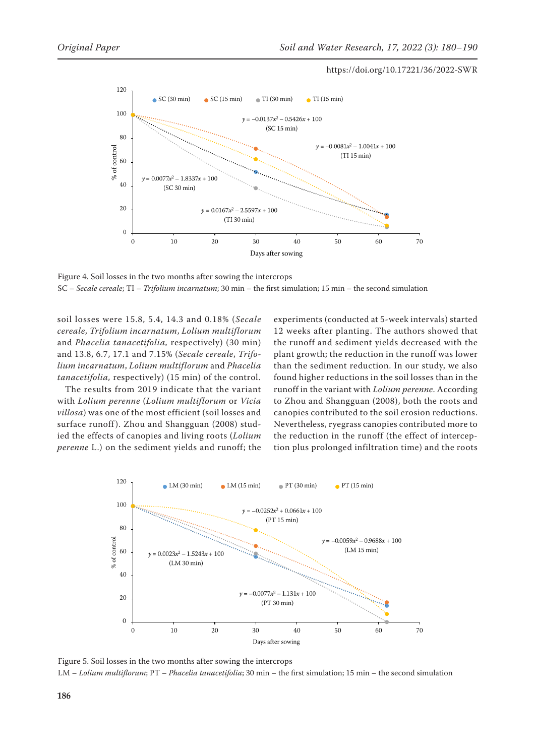Figure 4. Soil losses in the two months after sowing the intercrops
SC – *Secale cereale*; TI – *Trifolium incarnatum*; 30 min – the first simulation; 15 min – the second simulation

soil losses were 15.8, 5.4, 14.3 and 0.18% (*Secale cereale*, *Trifolium incarnatum*, *Lolium multiflorum* and *Phacelia tanacetifolia,* respectively) (30 min) and 13.8, 6.7, 17.1 and 7.15% (*Secale cereale*, *Trifolium incarnatum*, *Lolium multiflorum* and *Phacelia tanacetifolia,* respectively) (15 min) of the control.

The results from 2019 indicate that the variant with *Lolium perenne* (*Lolium multiflorum* or *Vicia villosa*) was one of the most efficient (soil losses and surface runoff). Zhou and Shangguan (2008) studied the effects of canopies and living roots (*Lolium perenne* L.) on the sediment yields and runoff; the experiments (conducted at 5-week intervals) started 12 weeks after planting. The authors showed that the runoff and sediment yields decreased with the plant growth; the reduction in the runoff was lower than the sediment reduction. In our study, we also found higher reductions in the soil losses than in the runoff in the variant with *Lolium perenne*. According to Zhou and Shangguan (2008), both the roots and canopies contributed to the soil erosion reductions. Nevertheless, ryegrass canopies contributed more to the reduction in the runoff (the effect of interception plus prolonged infiltration time) and the roots

Figure 5. Soil losses in the two months after sowing the intercrops
LM – *Lolium multiflorum*; PT – *Phacelia tanacetifolia*; 30 min – the first simulation; 15 min – the second simulation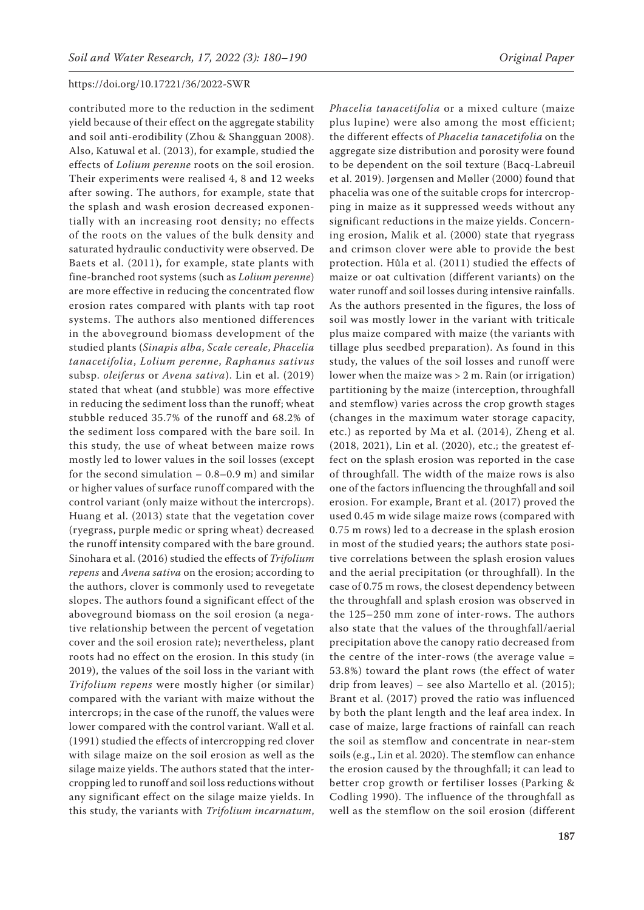contributed more to the reduction in the sediment yield because of their effect on the aggregate stability and soil anti-erodibility (Zhou & Shangguan 2008). Also, Katuwal et al. (2013), for example, studied the effects of *Lolium perenne* roots on the soil erosion. Their experiments were realised 4, 8 and 12 weeks after sowing. The authors, for example, state that the splash and wash erosion decreased exponentially with an increasing root density; no effects of the roots on the values of the bulk density and saturated hydraulic conductivity were observed. De Baets et al. (2011), for example, state plants with fine-branched root systems (such as *Lolium perenne*) are more effective in reducing the concentrated flow erosion rates compared with plants with tap root systems. The authors also mentioned differences in the aboveground biomass development of the studied plants (*Sinapis alba*, *Scale cereale*, *Phacelia tanacetifolia*, *Lolium perenne*, *Raphanus sativus* subsp. *oleiferus* or *Avena sativa*). Lin et al. (2019) stated that wheat (and stubble) was more effective in reducing the sediment loss than the runoff; wheat stubble reduced 35.7% of the runoff and 68.2% of the sediment loss compared with the bare soil. In this study, the use of wheat between maize rows mostly led to lower values in the soil losses (except for the second simulation – 0.8–0.9 m) and similar or higher values of surface runoff compared with the control variant (only maize without the intercrops). Huang et al. (2013) state that the vegetation cover (ryegrass, purple medic or spring wheat) decreased the runoff intensity compared with the bare ground. Sinohara et al. (2016) studied the effects of *Trifolium repens* and *Avena sativa* on the erosion; according to the authors, clover is commonly used to revegetate slopes. The authors found a significant effect of the aboveground biomass on the soil erosion (a negative relationship between the percent of vegetation cover and the soil erosion rate); nevertheless, plant roots had no effect on the erosion. In this study (in 2019), the values of the soil loss in the variant with *Trifolium repens* were mostly higher (or similar) compared with the variant with maize without the intercrops; in the case of the runoff, the values were lower compared with the control variant. Wall et al. (1991) studied the effects of intercropping red clover with silage maize on the soil erosion as well as the silage maize yields. The authors stated that the intercropping led to runoff and soil loss reductions without any significant effect on the silage maize yields. In this study, the variants with *Trifolium incarnatum*, *Phacelia tanacetifolia* or a mixed culture (maize plus lupine) were also among the most efficient; the different effects of *Phacelia tanacetifolia* on the aggregate size distribution and porosity were found to be dependent on the soil texture (Bacq-Labreuil et al. 2019). Jørgensen and Møller (2000) found that phacelia was one of the suitable crops for intercropping in maize as it suppressed weeds without any significant reductions in the maize yields. Concerning erosion, Malik et al. (2000) state that ryegrass and crimson clover were able to provide the best protection. Hůla et al. (2011) studied the effects of maize or oat cultivation (different variants) on the water runoff and soil losses during intensive rainfalls. As the authors presented in the figures, the loss of soil was mostly lower in the variant with triticale plus maize compared with maize (the variants with tillage plus seedbed preparation). As found in this study, the values of the soil losses and runoff were lower when the maize was > 2 m. Rain (or irrigation) partitioning by the maize (interception, throughfall and stemflow) varies across the crop growth stages (changes in the maximum water storage capacity, etc.) as reported by Ma et al. (2014), Zheng et al. (2018, 2021), Lin et al. (2020), etc.; the greatest effect on the splash erosion was reported in the case of throughfall. The width of the maize rows is also one of the factors influencing the throughfall and soil erosion. For example, Brant et al. (2017) proved the used 0.45 m wide silage maize rows (compared with 0.75 m rows) led to a decrease in the splash erosion in most of the studied years; the authors state positive correlations between the splash erosion values and the aerial precipitation (or throughfall). In the case of 0.75 m rows, the closest dependency between the throughfall and splash erosion was observed in the 125–250 mm zone of inter-rows. The authors also state that the values of the throughfall/aerial precipitation above the canopy ratio decreased from the centre of the inter-rows (the average value = 53.8%) toward the plant rows (the effect of water drip from leaves) – see also Martello et al. (2015); Brant et al. (2017) proved the ratio was influenced by both the plant length and the leaf area index. In case of maize, large fractions of rainfall can reach the soil as stemflow and concentrate in near-stem soils (e.g., Lin et al. 2020). The stemflow can enhance the erosion caused by the throughfall; it can lead to better crop growth or fertiliser losses (Parking & Codling 1990). The influence of the throughfall as well as the stemflow on the soil erosion (different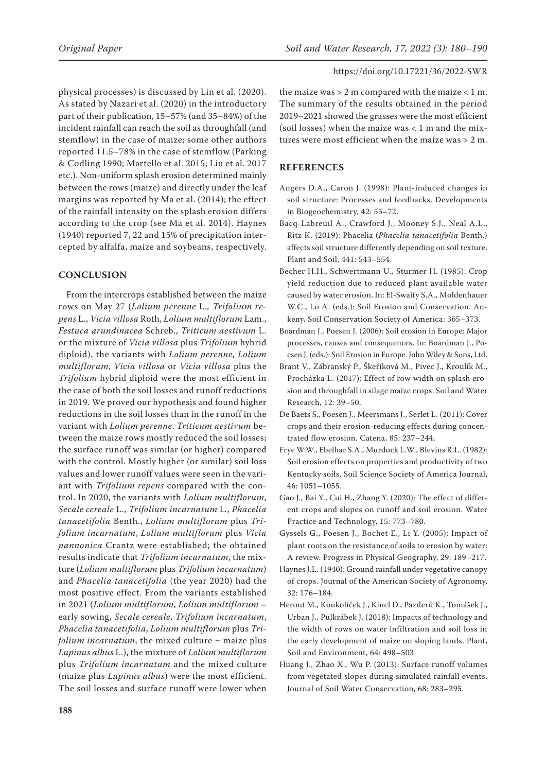physical processes) is discussed by Lin et al. (2020). As stated by Nazari et al. (2020) in the introductory part of their publication, 15–57% (and 35–84%) of the incident rainfall can reach the soil as throughfall (and stemflow) in the case of maize; some other authors reported 11.5–78% in the case of stemflow (Parking & Codling 1990; Martello et al. 2015; Liu et al. 2017 etc.). Non-uniform splash erosion determined mainly between the rows (maize) and directly under the leaf margins was reported by Ma et al. (2014); the effect of the rainfall intensity on the splash erosion differs according to the crop (see Ma et al. 2014). Haynes (1940) reported 7, 22 and 15% of precipitation intercepted by alfalfa, maize and soybeans, respectively.

## CONCLUSION

From the intercrops established between the maize rows on May 27 (*Lolium perenne* L., *Trifolium repens* L., *Vicia villosa* Roth, *Lolium multiflorum* Lam., *Festuca arundinacea* Schreb., *Triticum aestivum* L. or the mixture of *Vicia villosa* plus *Trifolium* hybrid diploid), the variants with *Lolium perenne*, *Lolium multiflorum*, *Vicia villosa* or *Vicia villosa* plus the *Trifolium* hybrid diploid were the most efficient in the case of both the soil losses and runoff reductions in 2019. We proved our hypothesis and found higher reductions in the soil losses than in the runoff in the variant with *Lolium perenne*. *Triticum aestivum* between the maize rows mostly reduced the soil losses; the surface runoff was similar (or higher) compared with the control. Mostly higher (or similar) soil loss values and lower runoff values were seen in the variant with *Trifolium repens* compared with the control. In 2020, the variants with *Lolium multiflorum*, *Secale cereale* L., *Trifolium incarnatum* L., *Phacelia tanacetifolia* Benth., *Lolium multiflorum* plus *Trifolium incarnatum*, *Lolium multiflorum* plus *Vicia pannonica* Crantz were established; the obtained results indicate that *Trifolium incarnatum*, the mixture (*Lolium multiflorum* plus *Trifolium incarnatum*) and *Phacelia tanacetifolia* (the year 2020) had the most positive effect. From the variants established in 2021 (*Lolium multiflorum*, *Lolium multiflorum* – early sowing, *Secale cereale*, *Trifolium incarnatum*, *Phacelia tanacetifolia*, *Lolium multiflorum* plus *Trifolium incarnatum*, the mixed culture = maize plus *Lupinus albus* L.), the mixture of *Lolium multiflorum* plus *Trifolium incarnatum* and the mixed culture (maize plus *Lupinus albus*) were the most efficient. The soil losses and surface runoff were lower when the maize was > 2 m compared with the maize < 1 m. The summary of the results obtained in the period 2019–2021 showed the grasses were the most efficient (soil losses) when the maize was < 1 m and the mixtures were most efficient when the maize was > 2 m.

## REFERENCES

Angers D.A., Caron J. (1998): Plant-induced changes in soil structure: Processes and feedbacks. Developments in Biogeochemistry, 42: 55–72.

Bacq-Labreuil A., Crawford J., Mooney S.J., Neal A.L., Ritz K. (2019): Phacelia (*Phacelia tanacetifolia* Benth.) affects soil structure differently depending on soil texture. Plant and Soil, 441: 543–554.

Becher H.H., Schwertmann U., Sturmer H. (1985): Crop yield reduction due to reduced plant available water caused by water erosion. In: El-Swaify S.A., Moldenhauer W.C., Lo A. (eds.): Soil Erosion and Conservation. Ankeny, Soil Conservation Society of America: 365–373.

Boardman J., Poesen J. (2006): Soil erosion in Europe: Major processes, causes and consequences. In: Boardman J., Poesen J. (eds.): Soil Erosion in Europe. John Wiley & Sons, Ltd.

Brant V., Zábranský P., Škeříková M., Pivec J., Kroulík M., Procházka L. (2017): Effect of row width on splash erosion and throughfall in silage maize crops. Soil and Water Research, 12: 39–50.

De Baets S., Poesen J., Meersmans J., Serlet L. (2011): Cover crops and their erosion-reducing effects during concentrated flow erosion. Catena, 85: 237–244.

Frye W.W., Ebelhar S.A., Murdock L.W., Blevins R.L. (1982): Soil erosion effects on properties and productivity of two Kentucky soils. Soil Science Society of America Journal, 46: 1051–1055.

Gao J., Bai Y., Cui H., Zhang Y. (2020): The effect of different crops and slopes on runoff and soil erosion. Water Practice and Technology, 15: 773–780.

Gyssels G., Poesen J., Bochet E., Li Y. (2005): Impact of plant roots on the resistance of soils to erosion by water: A review. Progress in Physical Geography, 29: 189–217.

Haynes J.L. (1940): Ground rainfall under vegetative canopy of crops. Journal of the American Society of Agronomy, 32: 176–184.

Herout M., Koukolíček J., Kincl D., Pazderů K., Tomášek J., Urban J., Pulkrábek J. (2018): Impacts of technology and the width of rows on water infiltration and soil loss in the early development of maize on sloping lands. Plant, Soil and Environment, 64: 498–503.

Huang J., Zhao X., Wu P. (2013): Surface runoff volumes from vegetated slopes during simulated rainfall events. Journal of Soil Water Conservation, 68: 283–295.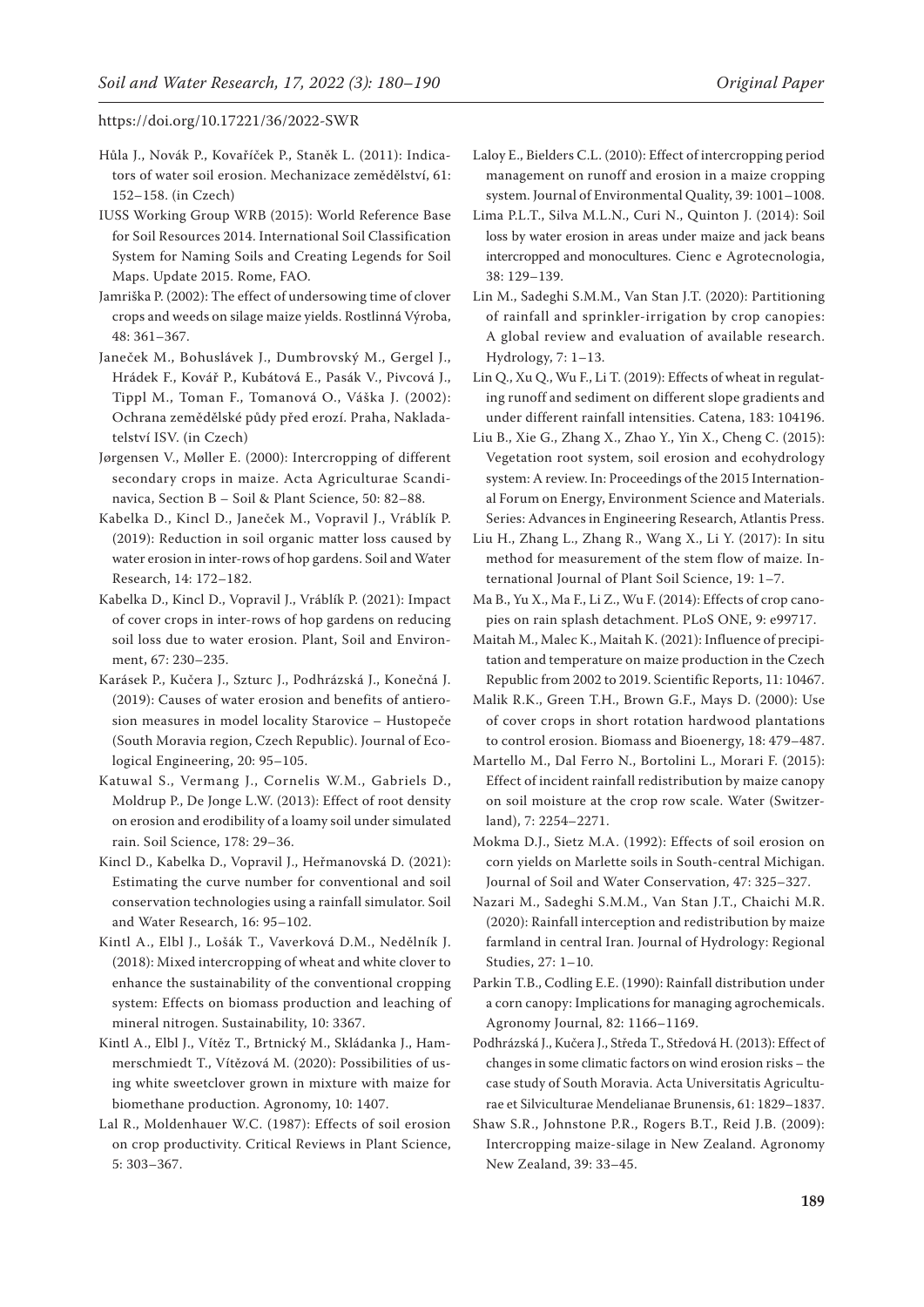Hůla J., Novák P., Kovaříček P., Staněk L. (2011): Indicators of water soil erosion. Mechanizace zemědělství, 61: 152–158. (in Czech)

IUSS Working Group WRB (2015): World Reference Base for Soil Resources 2014. International Soil Classification System for Naming Soils and Creating Legends for Soil Maps. Update 2015. Rome, FAO.

Jamriška P. (2002): The effect of undersowing time of clover crops and weeds on silage maize yields. Rostlinná Výroba, 48: 361–367.

Janeček M., Bohuslávek J., Dumbrovský M., Gergel J., Hrádek F., Kovář P., Kubátová E., Pasák V., Pivcová J., Tippl M., Toman F., Tomanová O., Váška J. (2002): Ochrana zemědělské půdy před erozí. Praha, Nakladatelství ISV. (in Czech)

Jørgensen V., Møller E. (2000): Intercropping of different secondary crops in maize. Acta Agriculturae Scandinavica, Section B – Soil & Plant Science, 50: 82–88.

Kabelka D., Kincl D., Janeček M., Vopravil J., Vráblík P. (2019): Reduction in soil organic matter loss caused by water erosion in inter-rows of hop gardens. Soil and Water Research, 14: 172–182.

Kabelka D., Kincl D., Vopravil J., Vráblík P. (2021): Impact of cover crops in inter-rows of hop gardens on reducing soil loss due to water erosion. Plant, Soil and Environment, 67: 230–235.

Karásek P., Kučera J., Szturc J., Podhrázská J., Konečná J. (2019): Causes of water erosion and benefits of antierosion measures in model locality Starovice – Hustopeče (South Moravia region, Czech Republic). Journal of Ecological Engineering, 20: 95–105.

Katuwal S., Vermang J., Cornelis W.M., Gabriels D., Moldrup P., De Jonge L.W. (2013): Effect of root density on erosion and erodibility of a loamy soil under simulated rain. Soil Science, 178: 29–36.

Kincl D., Kabelka D., Vopravil J., Heřmanovská D. (2021): Estimating the curve number for conventional and soil conservation technologies using a rainfall simulator. Soil and Water Research, 16: 95–102.

Kintl A., Elbl J., Lošák T., Vaverková D.M., Nedělník J. (2018): Mixed intercropping of wheat and white clover to enhance the sustainability of the conventional cropping system: Effects on biomass production and leaching of mineral nitrogen. Sustainability, 10: 3367.

Kintl A., Elbl J., Vítěz T., Brtnický M., Skládanka J., Hammerschmiedt T., Vítězová M. (2020): Possibilities of using white sweetclover grown in mixture with maize for biomethane production. Agronomy, 10: 1407.

Lal R., Moldenhauer W.C. (1987): Effects of soil erosion on crop productivity. Critical Reviews in Plant Science, 5: 303–367.

Laloy E., Bielders C.L. (2010): Effect of intercropping period management on runoff and erosion in a maize cropping system. Journal of Environmental Quality, 39: 1001–1008.

Lima P.L.T., Silva M.L.N., Curi N., Quinton J. (2014): Soil loss by water erosion in areas under maize and jack beans intercropped and monocultures. Cienc e Agrotecnologia, 38: 129–139.

Lin M., Sadeghi S.M.M., Van Stan J.T. (2020): Partitioning of rainfall and sprinkler-irrigation by crop canopies: A global review and evaluation of available research. Hydrology, 7: 1–13.

Lin Q., Xu Q., Wu F., Li T. (2019): Effects of wheat in regulating runoff and sediment on different slope gradients and under different rainfall intensities. Catena, 183: 104196.

Liu B., Xie G., Zhang X., Zhao Y., Yin X., Cheng C. (2015): Vegetation root system, soil erosion and ecohydrology system: A review. In: Proceedings of the 2015 International Forum on Energy, Environment Science and Materials. Series: Advances in Engineering Research, Atlantis Press.

Liu H., Zhang L., Zhang R., Wang X., Li Y. (2017): In situ method for measurement of the stem flow of maize. International Journal of Plant Soil Science, 19: 1–7.

Ma B., Yu X., Ma F., Li Z., Wu F. (2014): Effects of crop canopies on rain splash detachment. PLoS ONE, 9: e99717.

Maitah M., Malec K., Maitah K. (2021): Influence of precipitation and temperature on maize production in the Czech Republic from 2002 to 2019. Scientific Reports, 11: 10467.

Malik R.K., Green T.H., Brown G.F., Mays D. (2000): Use of cover crops in short rotation hardwood plantations to control erosion. Biomass and Bioenergy, 18: 479–487.

Martello M., Dal Ferro N., Bortolini L., Morari F. (2015): Effect of incident rainfall redistribution by maize canopy on soil moisture at the crop row scale. Water (Switzerland), 7: 2254–2271.

Mokma D.J., Sietz M.A. (1992): Effects of soil erosion on corn yields on Marlette soils in South-central Michigan. Journal of Soil and Water Conservation, 47: 325–327.

Nazari M., Sadeghi S.M.M., Van Stan J.T., Chaichi M.R. (2020): Rainfall interception and redistribution by maize farmland in central Iran. Journal of Hydrology: Regional Studies, 27: 1–10.

Parkin T.B., Codling E.E. (1990): Rainfall distribution under a corn canopy: Implications for managing agrochemicals. Agronomy Journal, 82: 1166–1169.

Podhrázská J., Kučera J., Středa T., Středová H. (2013): Effect of changes in some climatic factors on wind erosion risks – the case study of South Moravia. Acta Universitatis Agriculturae et Silviculturae Mendelianae Brunensis, 61: 1829–1837.

Shaw S.R., Johnstone P.R., Rogers B.T., Reid J.B. (2009): Intercropping maize-silage in New Zealand. Agronomy New Zealand, 39: 33–45.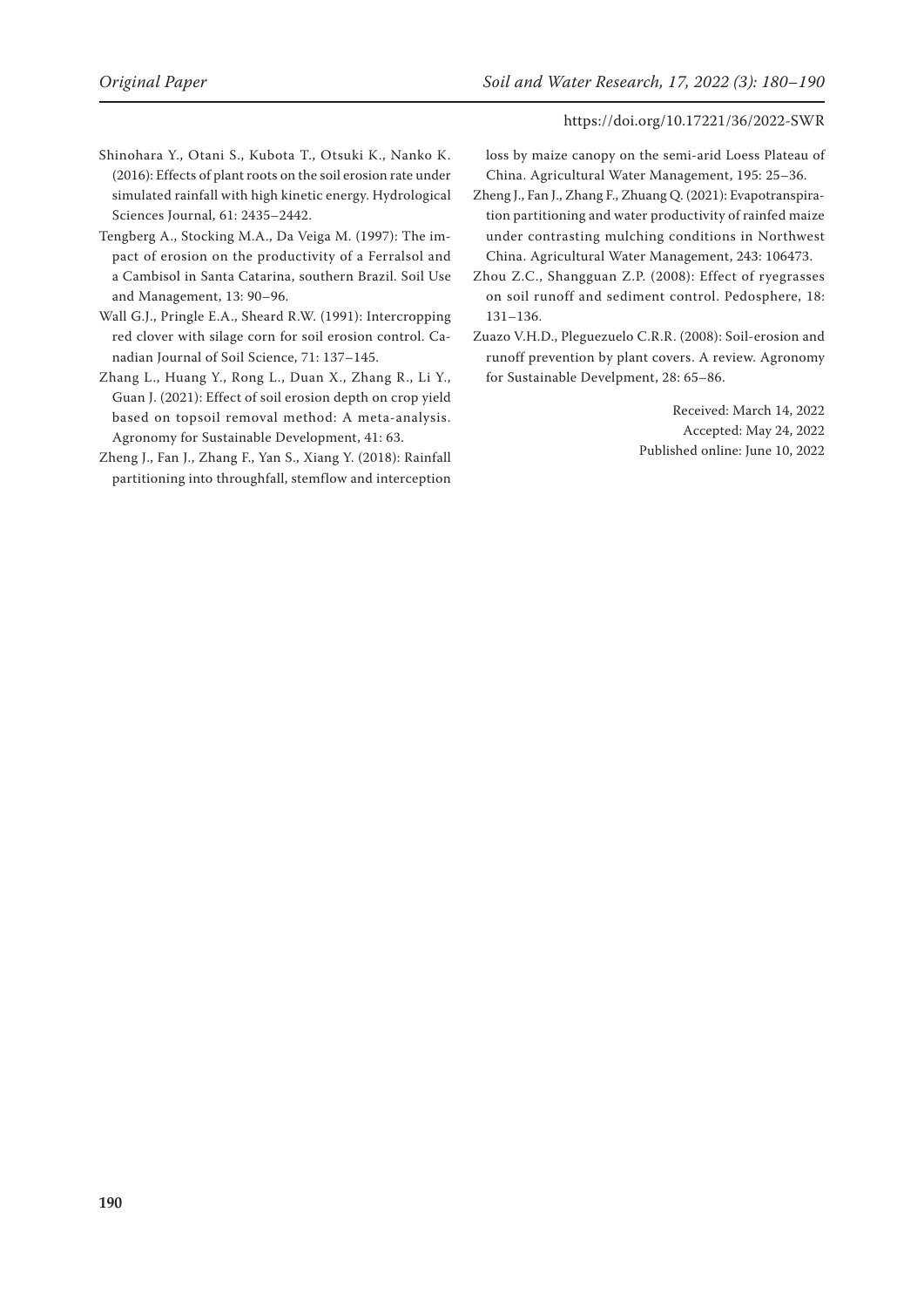Shinohara Y., Otani S., Kubota T., Otsuki K., Nanko K. (2016): Effects of plant roots on the soil erosion rate under simulated rainfall with high kinetic energy. Hydrological Sciences Journal, 61: 2435–2442.

Tengberg A., Stocking M.A., Da Veiga M. (1997): The impact of erosion on the productivity of a Ferralsol and a Cambisol in Santa Catarina, southern Brazil. Soil Use and Management, 13: 90–96.

Wall G.J., Pringle E.A., Sheard R.W. (1991): Intercropping red clover with silage corn for soil erosion control. Canadian Journal of Soil Science, 71: 137–145.

Zhang L., Huang Y., Rong L., Duan X., Zhang R., Li Y., Guan J. (2021): Effect of soil erosion depth on crop yield based on topsoil removal method: A meta-analysis. Agronomy for Sustainable Development, 41: 63.

Zheng J., Fan J., Zhang F., Yan S., Xiang Y. (2018): Rainfall partitioning into throughfall, stemflow and interception loss by maize canopy on the semi-arid Loess Plateau of China. Agricultural Water Management, 195: 25–36.

Zheng J., Fan J., Zhang F., Zhuang Q. (2021): Evapotranspiration partitioning and water productivity of rainfed maize under contrasting mulching conditions in Northwest China. Agricultural Water Management, 243: 106473.

Zhou Z.C., Shangguan Z.P. (2008): Effect of ryegrasses on soil runoff and sediment control. Pedosphere, 18: 131–136.

Zuazo V.H.D., Pleguezuelo C.R.R. (2008): Soil-erosion and runoff prevention by plant covers. A review. Agronomy for Sustainable Develpment, 28: 65–86.

Received: March 14, 2022
Accepted: May 24, 2022
Published online: June 10, 2022